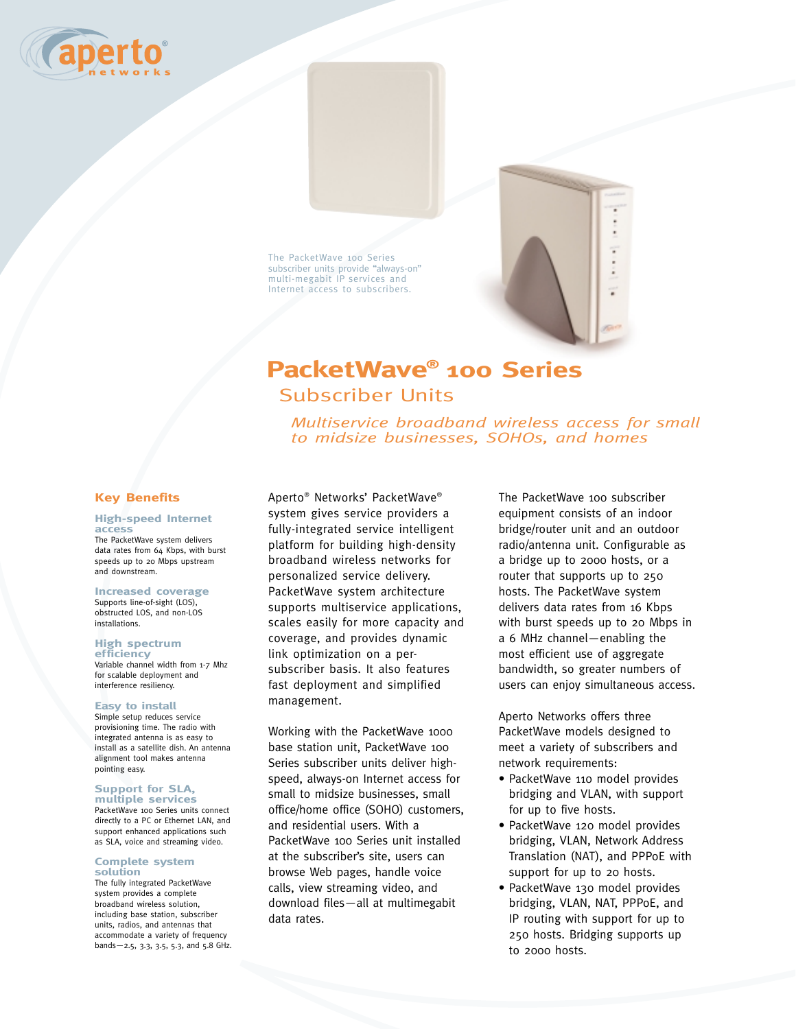aperto® networks

The PacketWave 100 Series subscriber units provide "always-on" multi-megabit IP services and Internet access to subscribers.

# PacketWave® 100 Series

## Subscriber Units

*Multiservice broadband wireless access for small to midsize businesses, SOHOs, and homes*

### Key Benefits

**High-speed Internet access**
The PacketWave system delivers data rates from 64 Kbps, with burst speeds up to 20 Mbps upstream and downstream.

**Increased coverage**
Supports line-of-sight (LOS), obstructed LOS, and non-LOS installations.

**High spectrum efficiency**
Variable channel width from 1-7 Mhz for scalable deployment and interference resiliency.

**Easy to install**
Simple setup reduces service provisioning time. The radio with integrated antenna is as easy to install as a satellite dish. An antenna alignment tool makes antenna pointing easy.

**Support for SLA, multiple services**
PacketWave 100 Series units connect directly to a PC or Ethernet LAN, and support enhanced applications such as SLA, voice and streaming video.

**Complete system solution**
The fully integrated PacketWave system provides a complete broadband wireless solution, including base station, subscriber units, radios, and antennas that accommodate a variety of frequency bands—2.5, 3.3, 3.5, 5.3, and 5.8 GHz.

Aperto® Networks' PacketWave® system gives service providers a fully-integrated service intelligent platform for building high-density broadband wireless networks for personalized service delivery. PacketWave system architecture supports multiservice applications, scales easily for more capacity and coverage, and provides dynamic link optimization on a per-subscriber basis. It also features fast deployment and simplified management.

Working with the PacketWave 1000 base station unit, PacketWave 100 Series subscriber units deliver high-speed, always-on Internet access for small to midsize businesses, small office/home office (SOHO) customers, and residential users. With a PacketWave 100 Series unit installed at the subscriber's site, users can browse Web pages, handle voice calls, view streaming video, and download files—all at multimegabit data rates.

The PacketWave 100 subscriber equipment consists of an indoor bridge/router unit and an outdoor radio/antenna unit. Configurable as a bridge up to 2000 hosts, or a router that supports up to 250 hosts. The PacketWave system delivers data rates from 16 Kbps with burst speeds up to 20 Mbps in a 6 MHz channel—enabling the most efficient use of aggregate bandwidth, so greater numbers of users can enjoy simultaneous access.

Aperto Networks offers three PacketWave models designed to meet a variety of subscribers and network requirements:

- PacketWave 110 model provides bridging and VLAN, with support for up to five hosts.
- PacketWave 120 model provides bridging, VLAN, Network Address Translation (NAT), and PPPoE with support for up to 20 hosts.
- PacketWave 130 model provides bridging, VLAN, NAT, PPPoE, and IP routing with support for up to 250 hosts. Bridging supports up to 2000 hosts.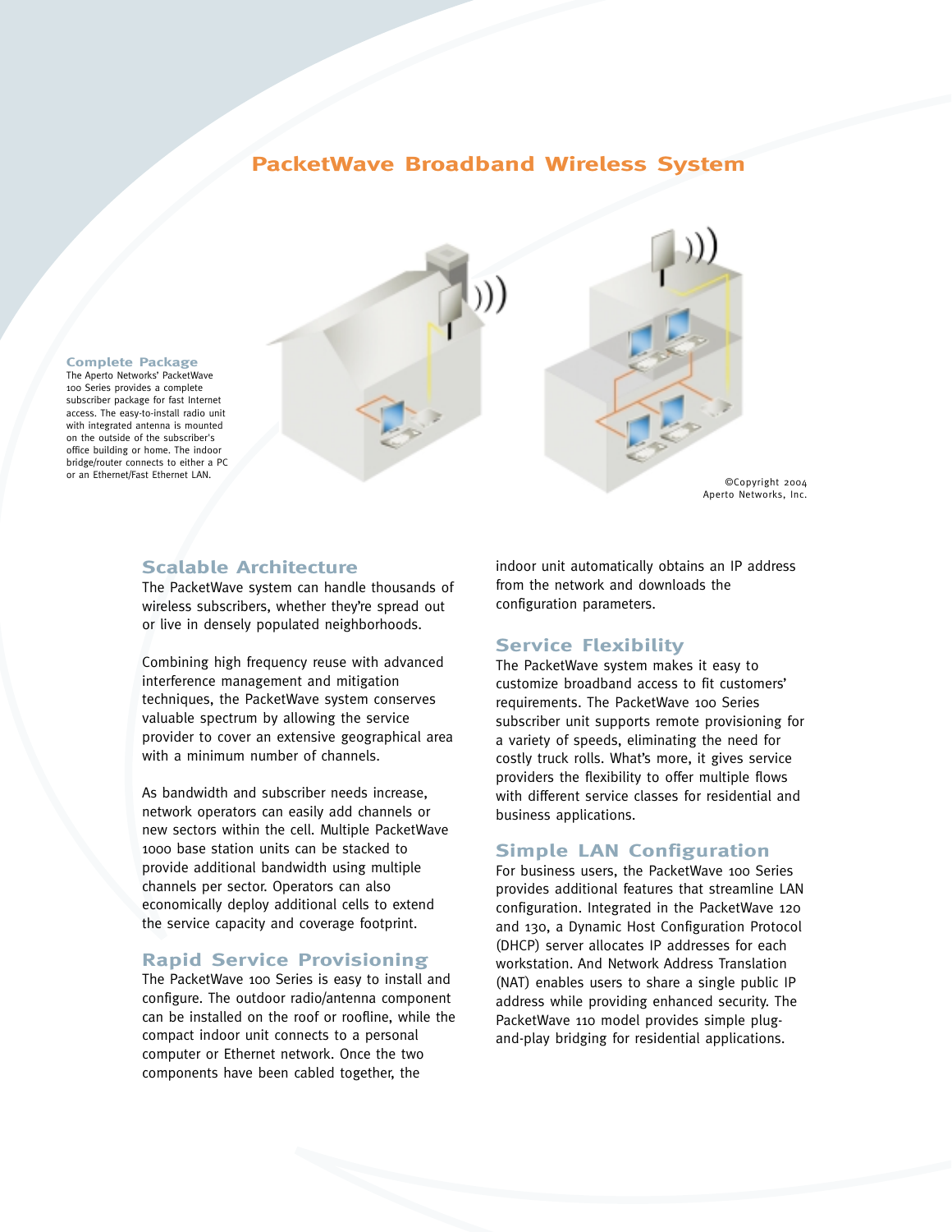# PacketWave Broadband Wireless System

**Complete Package**
The Aperto Networks' PacketWave 100 Series provides a complete subscriber package for fast Internet access. The easy-to-install radio unit with integrated antenna is mounted on the outside of the subscriber's office building or home. The indoor bridge/router connects to either a PC or an Ethernet/Fast Ethernet LAN.

©Copyright 2004
Aperto Networks, Inc.

## Scalable Architecture

The PacketWave system can handle thousands of wireless subscribers, whether they're spread out or live in densely populated neighborhoods.

Combining high frequency reuse with advanced interference management and mitigation techniques, the PacketWave system conserves valuable spectrum by allowing the service provider to cover an extensive geographical area with a minimum number of channels.

As bandwidth and subscriber needs increase, network operators can easily add channels or new sectors within the cell. Multiple PacketWave 1000 base station units can be stacked to provide additional bandwidth using multiple channels per sector. Operators can also economically deploy additional cells to extend the service capacity and coverage footprint.

## Rapid Service Provisioning

The PacketWave 100 Series is easy to install and configure. The outdoor radio/antenna component can be installed on the roof or roofline, while the compact indoor unit connects to a personal computer or Ethernet network. Once the two components have been cabled together, the indoor unit automatically obtains an IP address from the network and downloads the configuration parameters.

## Service Flexibility

The PacketWave system makes it easy to customize broadband access to fit customers' requirements. The PacketWave 100 Series subscriber unit supports remote provisioning for a variety of speeds, eliminating the need for costly truck rolls. What's more, it gives service providers the flexibility to offer multiple flows with different service classes for residential and business applications.

## Simple LAN Configuration

For business users, the PacketWave 100 Series provides additional features that streamline LAN configuration. Integrated in the PacketWave 120 and 130, a Dynamic Host Configuration Protocol (DHCP) server allocates IP addresses for each workstation. And Network Address Translation (NAT) enables users to share a single public IP address while providing enhanced security. The PacketWave 110 model provides simple plug-and-play bridging for residential applications.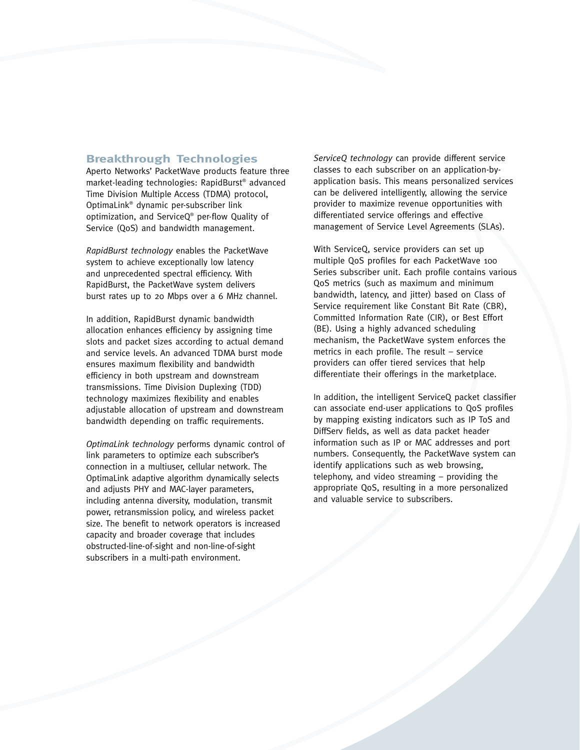## Breakthrough Technologies

Aperto Networks' PacketWave products feature three market-leading technologies: RapidBurst® advanced Time Division Multiple Access (TDMA) protocol, OptimaLink® dynamic per-subscriber link optimization, and ServiceQ® per-flow Quality of Service (QoS) and bandwidth management.

*RapidBurst technology* enables the PacketWave system to achieve exceptionally low latency and unprecedented spectral efficiency. With RapidBurst, the PacketWave system delivers burst rates up to 20 Mbps over a 6 MHz channel.

In addition, RapidBurst dynamic bandwidth allocation enhances efficiency by assigning time slots and packet sizes according to actual demand and service levels. An advanced TDMA burst mode ensures maximum flexibility and bandwidth efficiency in both upstream and downstream transmissions. Time Division Duplexing (TDD) technology maximizes flexibility and enables adjustable allocation of upstream and downstream bandwidth depending on traffic requirements.

*OptimaLink technology* performs dynamic control of link parameters to optimize each subscriber's connection in a multiuser, cellular network. The OptimaLink adaptive algorithm dynamically selects and adjusts PHY and MAC-layer parameters, including antenna diversity, modulation, transmit power, retransmission policy, and wireless packet size. The benefit to network operators is increased capacity and broader coverage that includes obstructed-line-of-sight and non-line-of-sight subscribers in a multi-path environment.

*ServiceQ technology* can provide different service classes to each subscriber on an application-by-application basis. This means personalized services can be delivered intelligently, allowing the service provider to maximize revenue opportunities with differentiated service offerings and effective management of Service Level Agreements (SLAs).

With ServiceQ, service providers can set up multiple QoS profiles for each PacketWave 100 Series subscriber unit. Each profile contains various QoS metrics (such as maximum and minimum bandwidth, latency, and jitter) based on Class of Service requirement like Constant Bit Rate (CBR), Committed Information Rate (CIR), or Best Effort (BE). Using a highly advanced scheduling mechanism, the PacketWave system enforces the metrics in each profile. The result – service providers can offer tiered services that help differentiate their offerings in the marketplace.

In addition, the intelligent ServiceQ packet classifier can associate end-user applications to QoS profiles by mapping existing indicators such as IP ToS and DiffServ fields, as well as data packet header information such as IP or MAC addresses and port numbers. Consequently, the PacketWave system can identify applications such as web browsing, telephony, and video streaming – providing the appropriate QoS, resulting in a more personalized and valuable service to subscribers.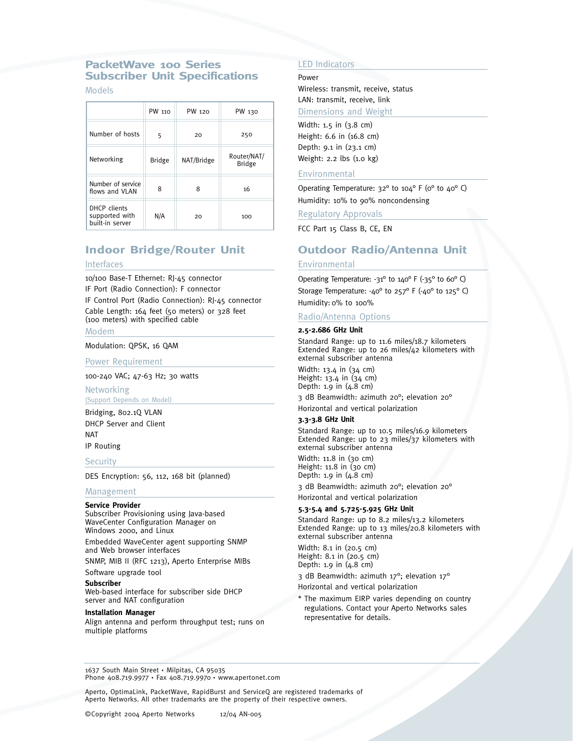# PacketWave 100 Series Subscriber Unit Specifications

## Models

| | PW 110 | PW 120 | PW 130 |
|---|---|---|---|
| Number of hosts | 5 | 20 | 250 |
| Networking | Bridge | NAT/Bridge | Router/NAT/ Bridge |
| Number of service flows and VLAN | 8 | 8 | 16 |
| DHCP clients supported with built-in server | N/A | 20 | 100 |

## Indoor Bridge/Router Unit

### Interfaces

10/100 Base-T Ethernet: RJ-45 connector

IF Port (Radio Connection): F connector

IF Control Port (Radio Connection): RJ-45 connector

Cable Length: 164 feet (50 meters) or 328 feet (100 meters) with specified cable

### Modem

Modulation: QPSK, 16 QAM

### Power Requirement

100-240 VAC; 47-63 Hz; 30 watts

### Networking

(Support Depends on Model)

Bridging, 802.1Q VLAN

DHCP Server and Client

NAT

IP Routing

### Security

DES Encryption: 56, 112, 168 bit (planned)

### Management

**Service Provider**
Subscriber Provisioning using Java-based WaveCenter Configuration Manager on Windows 2000, and Linux

Embedded WaveCenter agent supporting SNMP and Web browser interfaces

SNMP, MIB II (RFC 1213), Aperto Enterprise MIBs

Software upgrade tool

**Subscriber**
Web-based interface for subscriber side DHCP server and NAT configuration

**Installation Manager**
Align antenna and perform throughput test; runs on multiple platforms

### LED Indicators

Power

Wireless: transmit, receive, status

LAN: transmit, receive, link

### Dimensions and Weight

Width: 1.5 in (3.8 cm)

Height: 6.6 in (16.8 cm)

Depth: 9.1 in (23.1 cm)

Weight: 2.2 lbs (1.0 kg)

### Environmental

Operating Temperature: 32° to 104° F (0° to 40° C)

Humidity: 10% to 90% noncondensing

### Regulatory Approvals

FCC Part 15 Class B, CE, EN

## Outdoor Radio/Antenna Unit

### Environmental

Operating Temperature: -31° to 140° F (-35° to 60° C)

Storage Temperature: -40° to 257° F (-40° to 125° C)

Humidity: 0% to 100%

### Radio/Antenna Options

**2.5-2.686 GHz Unit**

Standard Range: up to 11.6 miles/18.7 kilometers
Extended Range: up to 26 miles/42 kilometers with external subscriber antenna

Width: 13.4 in (34 cm)
Height: 13.4 in (34 cm)
Depth: 1.9 in (4.8 cm)

3 dB Beamwidth: azimuth 20°; elevation 20°

Horizontal and vertical polarization

**3.3-3.8 GHz Unit**

Standard Range: up to 10.5 miles/16.9 kilometers
Extended Range: up to 23 miles/37 kilometers with external subscriber antenna

Width: 11.8 in (30 cm)
Height: 11.8 in (30 cm)
Depth: 1.9 in (4.8 cm)

3 dB Beamwidth: azimuth 20°; elevation 20°

Horizontal and vertical polarization

**5.3-5.4 and 5.725-5.925 GHz Unit**

Standard Range: up to 8.2 miles/13.2 kilometers
Extended Range: up to 13 miles/20.8 kilometers with external subscriber antenna

Width: 8.1 in (20.5 cm)
Height: 8.1 in (20.5 cm)
Depth: 1.9 in (4.8 cm)

3 dB Beamwidth: azimuth 17°; elevation 17°

Horizontal and vertical polarization

\* The maximum EIRP varies depending on country regulations. Contact your Aperto Networks sales representative for details.

---

1637 South Main Street • Milpitas, CA 95035
Phone 408.719.9977 • Fax 408.719.9970 • www.apertonet.com

Aperto, OptimaLink, PacketWave, RapidBurst and ServiceQ are registered trademarks of Aperto Networks. All other trademarks are the property of their respective owners.

©Copyright 2004 Aperto Networks 12/04 AN-005